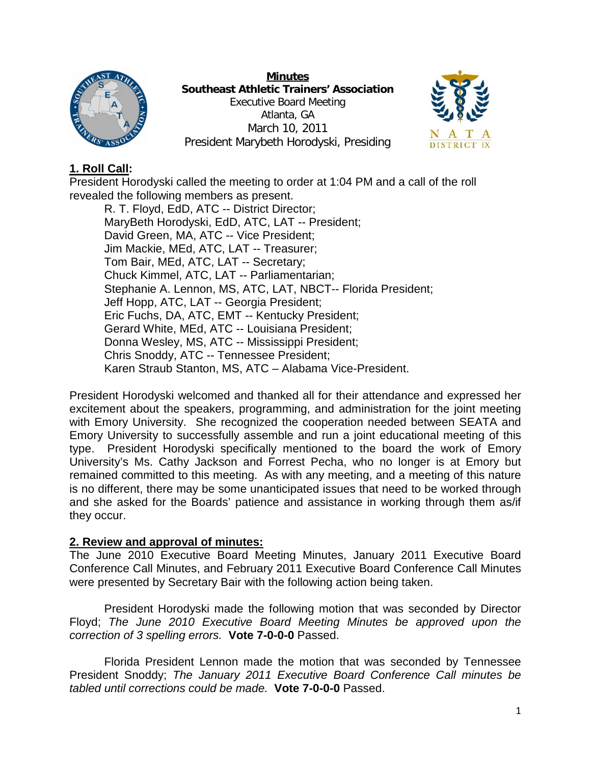**Minutes**
**Southeast Athletic Trainers' Association**
Executive Board Meeting
Atlanta, GA
March 10, 2011
President Marybeth Horodyski, Presiding

## 1. Roll Call:

President Horodyski called the meeting to order at 1:04 PM and a call of the roll revealed the following members as present.

R. T. Floyd, EdD, ATC -- District Director;
MaryBeth Horodyski, EdD, ATC, LAT -- President;
David Green, MA, ATC -- Vice President;
Jim Mackie, MEd, ATC, LAT -- Treasurer;
Tom Bair, MEd, ATC, LAT -- Secretary;
Chuck Kimmel, ATC, LAT -- Parliamentarian;
Stephanie A. Lennon, MS, ATC, LAT, NBCT-- Florida President;
Jeff Hopp, ATC, LAT -- Georgia President;
Eric Fuchs, DA, ATC, EMT -- Kentucky President;
Gerard White, MEd, ATC -- Louisiana President;
Donna Wesley, MS, ATC -- Mississippi President;
Chris Snoddy, ATC -- Tennessee President;
Karen Straub Stanton, MS, ATC – Alabama Vice-President.

President Horodyski welcomed and thanked all for their attendance and expressed her excitement about the speakers, programming, and administration for the joint meeting with Emory University. She recognized the cooperation needed between SEATA and Emory University to successfully assemble and run a joint educational meeting of this type. President Horodyski specifically mentioned to the board the work of Emory University's Ms. Cathy Jackson and Forrest Pecha, who no longer is at Emory but remained committed to this meeting. As with any meeting, and a meeting of this nature is no different, there may be some unanticipated issues that need to be worked through and she asked for the Boards' patience and assistance in working through them as/if they occur.

## 2. Review and approval of minutes:

The June 2010 Executive Board Meeting Minutes, January 2011 Executive Board Conference Call Minutes, and February 2011 Executive Board Conference Call Minutes were presented by Secretary Bair with the following action being taken.

President Horodyski made the following motion that was seconded by Director Floyd; *The June 2010 Executive Board Meeting Minutes be approved upon the correction of 3 spelling errors.* **Vote 7-0-0-0** Passed.

Florida President Lennon made the motion that was seconded by Tennessee President Snoddy; *The January 2011 Executive Board Conference Call minutes be tabled until corrections could be made.* **Vote 7-0-0-0** Passed.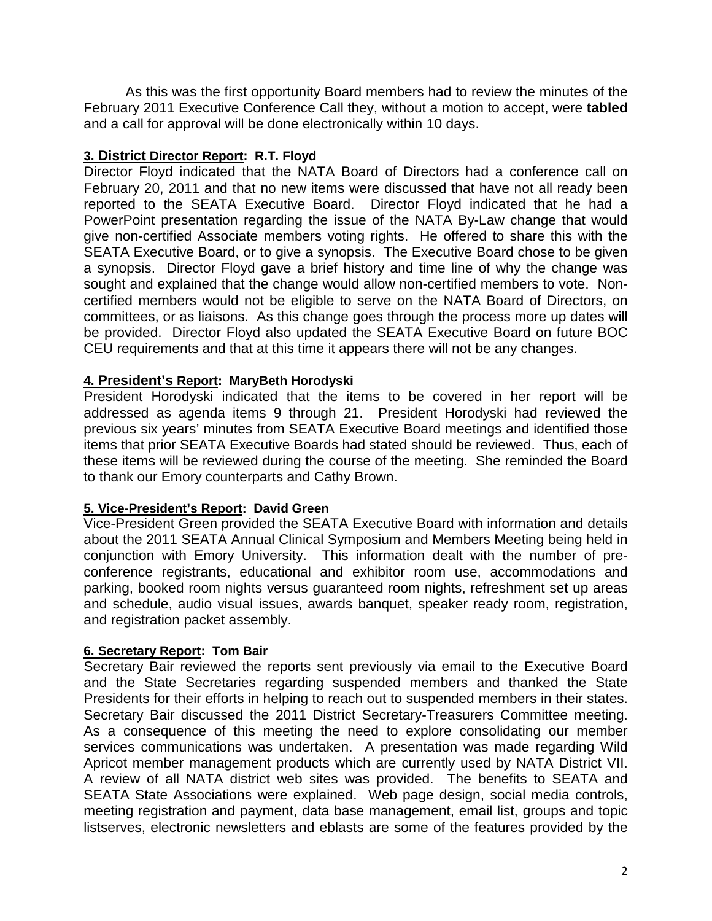As this was the first opportunity Board members had to review the minutes of the February 2011 Executive Conference Call they, without a motion to accept, were **tabled** and a call for approval will be done electronically within 10 days.

**3. District Director Report: R.T. Floyd**

Director Floyd indicated that the NATA Board of Directors had a conference call on February 20, 2011 and that no new items were discussed that have not all ready been reported to the SEATA Executive Board. Director Floyd indicated that he had a PowerPoint presentation regarding the issue of the NATA By-Law change that would give non-certified Associate members voting rights. He offered to share this with the SEATA Executive Board, or to give a synopsis. The Executive Board chose to be given a synopsis. Director Floyd gave a brief history and time line of why the change was sought and explained that the change would allow non-certified members to vote. Non-certified members would not be eligible to serve on the NATA Board of Directors, on committees, or as liaisons. As this change goes through the process more up dates will be provided. Director Floyd also updated the SEATA Executive Board on future BOC CEU requirements and that at this time it appears there will not be any changes.

**4. President's Report: MaryBeth Horodyski**

President Horodyski indicated that the items to be covered in her report will be addressed as agenda items 9 through 21. President Horodyski had reviewed the previous six years' minutes from SEATA Executive Board meetings and identified those items that prior SEATA Executive Boards had stated should be reviewed. Thus, each of these items will be reviewed during the course of the meeting. She reminded the Board to thank our Emory counterparts and Cathy Brown.

**5. Vice-President's Report: David Green**

Vice-President Green provided the SEATA Executive Board with information and details about the 2011 SEATA Annual Clinical Symposium and Members Meeting being held in conjunction with Emory University. This information dealt with the number of pre-conference registrants, educational and exhibitor room use, accommodations and parking, booked room nights versus guaranteed room nights, refreshment set up areas and schedule, audio visual issues, awards banquet, speaker ready room, registration, and registration packet assembly.

**6. Secretary Report: Tom Bair**

Secretary Bair reviewed the reports sent previously via email to the Executive Board and the State Secretaries regarding suspended members and thanked the State Presidents for their efforts in helping to reach out to suspended members in their states. Secretary Bair discussed the 2011 District Secretary-Treasurers Committee meeting. As a consequence of this meeting the need to explore consolidating our member services communications was undertaken. A presentation was made regarding Wild Apricot member management products which are currently used by NATA District VII. A review of all NATA district web sites was provided. The benefits to SEATA and SEATA State Associations were explained. Web page design, social media controls, meeting registration and payment, data base management, email list, groups and topic listserves, electronic newsletters and eblasts are some of the features provided by the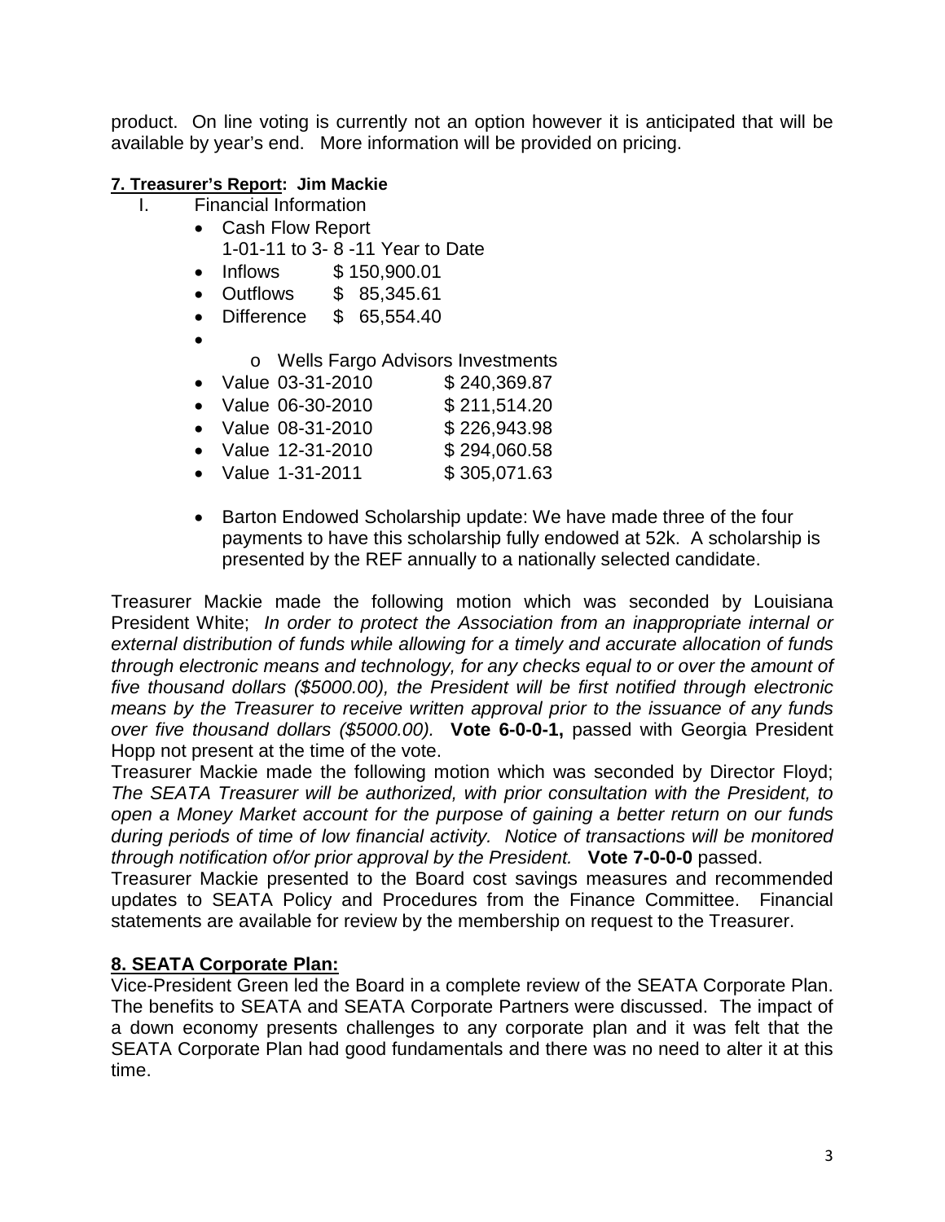product. On line voting is currently not an option however it is anticipated that will be available by year's end. More information will be provided on pricing.

**7. Treasurer's Report: Jim Mackie**

I. Financial Information
   - Cash Flow Report
     1-01-11 to 3- 8 -11 Year to Date
   - Inflows $ 150,900.01
   - Outflows $ 85,345.61
   - Difference $ 65,554.40
   - 
     - Wells Fargo Advisors Investments
   - Value 03-31-2010 $ 240,369.87
   - Value 06-30-2010 $ 211,514.20
   - Value 08-31-2010 $ 226,943.98
   - Value 12-31-2010 $ 294,060.58
   - Value 1-31-2011 $ 305,071.63

   - Barton Endowed Scholarship update: We have made three of the four payments to have this scholarship fully endowed at 52k. A scholarship is presented by the REF annually to a nationally selected candidate.

Treasurer Mackie made the following motion which was seconded by Louisiana President White; *In order to protect the Association from an inappropriate internal or external distribution of funds while allowing for a timely and accurate allocation of funds through electronic means and technology, for any checks equal to or over the amount of five thousand dollars ($5000.00), the President will be first notified through electronic means by the Treasurer to receive written approval prior to the issuance of any funds over five thousand dollars ($5000.00).* **Vote 6-0-0-1,** passed with Georgia President Hopp not present at the time of the vote.

Treasurer Mackie made the following motion which was seconded by Director Floyd; *The SEATA Treasurer will be authorized, with prior consultation with the President, to open a Money Market account for the purpose of gaining a better return on our funds during periods of time of low financial activity. Notice of transactions will be monitored through notification of/or prior approval by the President.* **Vote 7-0-0-0** passed.

Treasurer Mackie presented to the Board cost savings measures and recommended updates to SEATA Policy and Procedures from the Finance Committee. Financial statements are available for review by the membership on request to the Treasurer.

**8. SEATA Corporate Plan:**

Vice-President Green led the Board in a complete review of the SEATA Corporate Plan. The benefits to SEATA and SEATA Corporate Partners were discussed. The impact of a down economy presents challenges to any corporate plan and it was felt that the SEATA Corporate Plan had good fundamentals and there was no need to alter it at this time.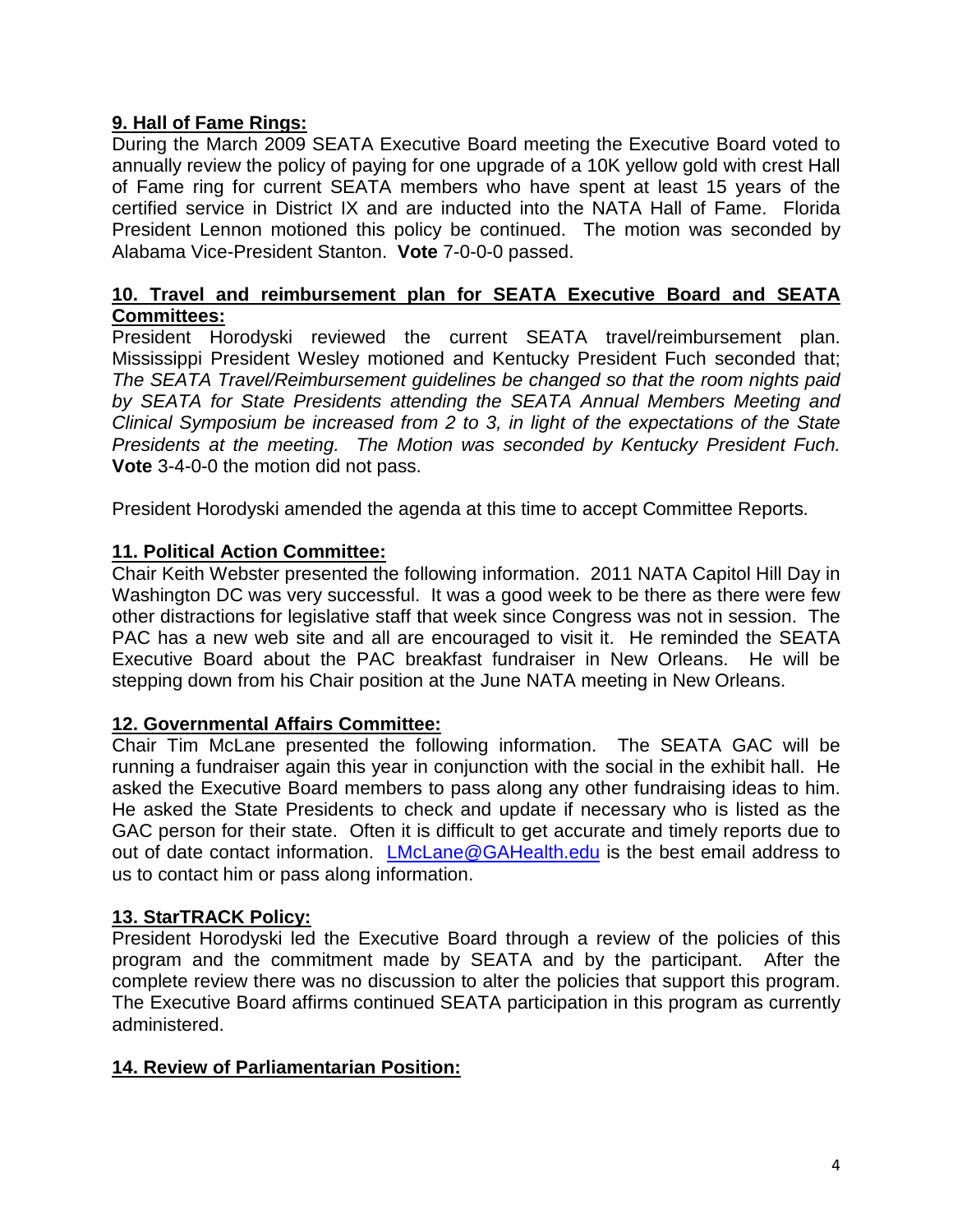**9. Hall of Fame Rings:**

During the March 2009 SEATA Executive Board meeting the Executive Board voted to annually review the policy of paying for one upgrade of a 10K yellow gold with crest Hall of Fame ring for current SEATA members who have spent at least 15 years of the certified service in District IX and are inducted into the NATA Hall of Fame. Florida President Lennon motioned this policy be continued. The motion was seconded by Alabama Vice-President Stanton. **Vote** 7-0-0-0 passed.

**10. Travel and reimbursement plan for SEATA Executive Board and SEATA Committees:**

President Horodyski reviewed the current SEATA travel/reimbursement plan. Mississippi President Wesley motioned and Kentucky President Fuch seconded that; *The SEATA Travel/Reimbursement guidelines be changed so that the room nights paid by SEATA for State Presidents attending the SEATA Annual Members Meeting and Clinical Symposium be increased from 2 to 3, in light of the expectations of the State Presidents at the meeting. The Motion was seconded by Kentucky President Fuch.* **Vote** 3-4-0-0 the motion did not pass.

President Horodyski amended the agenda at this time to accept Committee Reports.

**11. Political Action Committee:**

Chair Keith Webster presented the following information. 2011 NATA Capitol Hill Day in Washington DC was very successful. It was a good week to be there as there were few other distractions for legislative staff that week since Congress was not in session. The PAC has a new web site and all are encouraged to visit it. He reminded the SEATA Executive Board about the PAC breakfast fundraiser in New Orleans. He will be stepping down from his Chair position at the June NATA meeting in New Orleans.

**12. Governmental Affairs Committee:**

Chair Tim McLane presented the following information. The SEATA GAC will be running a fundraiser again this year in conjunction with the social in the exhibit hall. He asked the Executive Board members to pass along any other fundraising ideas to him. He asked the State Presidents to check and update if necessary who is listed as the GAC person for their state. Often it is difficult to get accurate and timely reports due to out of date contact information. [LMcLane@GAHealth.edu](mailto:LMcLane@GAHealth.edu) is the best email address to us to contact him or pass along information.

**13. StarTRACK Policy:**

President Horodyski led the Executive Board through a review of the policies of this program and the commitment made by SEATA and by the participant. After the complete review there was no discussion to alter the policies that support this program. The Executive Board affirms continued SEATA participation in this program as currently administered.

**14. Review of Parliamentarian Position:**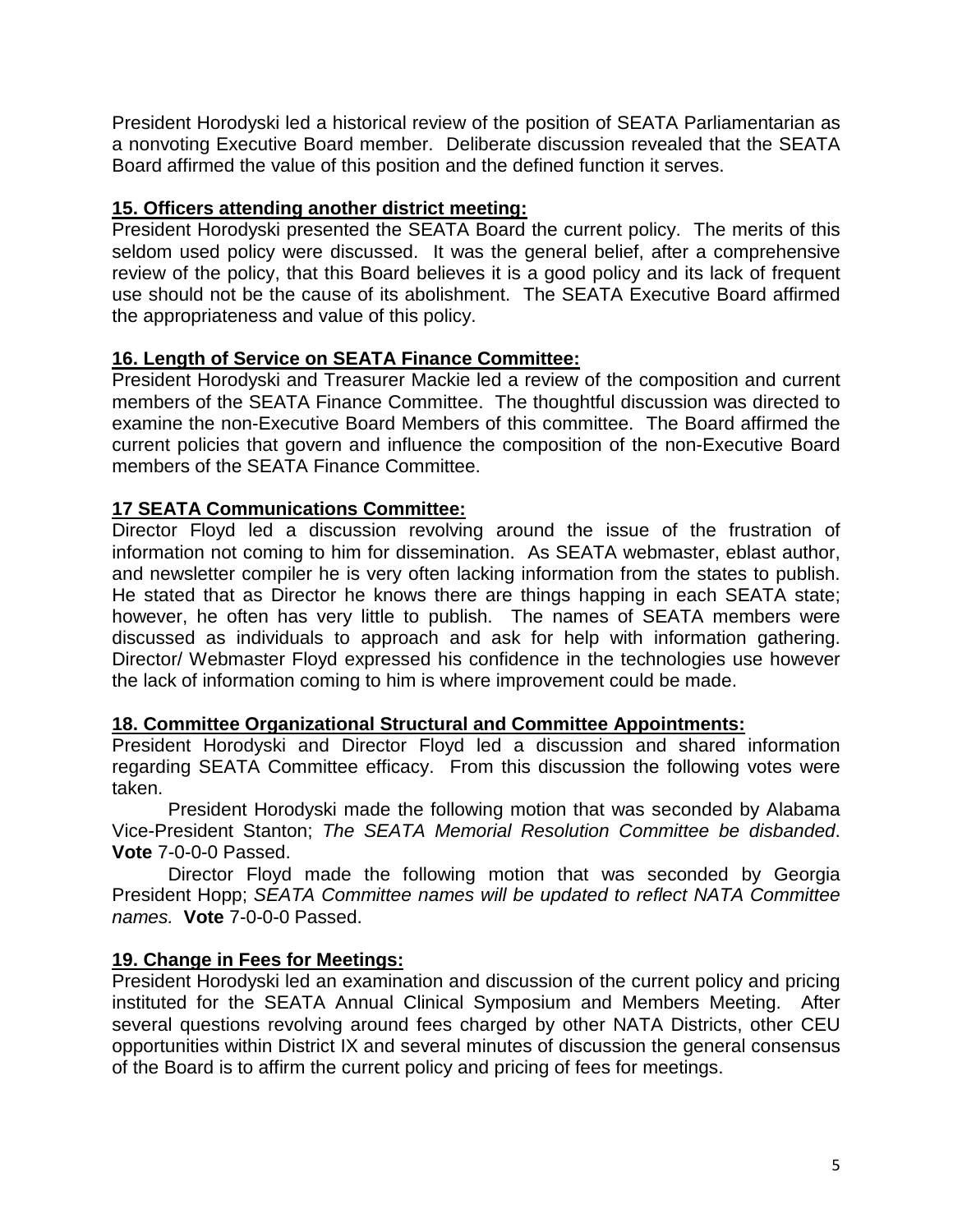President Horodyski led a historical review of the position of SEATA Parliamentarian as a nonvoting Executive Board member. Deliberate discussion revealed that the SEATA Board affirmed the value of this position and the defined function it serves.

**15. Officers attending another district meeting:**

President Horodyski presented the SEATA Board the current policy. The merits of this seldom used policy were discussed. It was the general belief, after a comprehensive review of the policy, that this Board believes it is a good policy and its lack of frequent use should not be the cause of its abolishment. The SEATA Executive Board affirmed the appropriateness and value of this policy.

**16. Length of Service on SEATA Finance Committee:**

President Horodyski and Treasurer Mackie led a review of the composition and current members of the SEATA Finance Committee. The thoughtful discussion was directed to examine the non-Executive Board Members of this committee. The Board affirmed the current policies that govern and influence the composition of the non-Executive Board members of the SEATA Finance Committee.

**17 SEATA Communications Committee:**

Director Floyd led a discussion revolving around the issue of the frustration of information not coming to him for dissemination. As SEATA webmaster, eblast author, and newsletter compiler he is very often lacking information from the states to publish. He stated that as Director he knows there are things happing in each SEATA state; however, he often has very little to publish. The names of SEATA members were discussed as individuals to approach and ask for help with information gathering. Director/ Webmaster Floyd expressed his confidence in the technologies use however the lack of information coming to him is where improvement could be made.

**18. Committee Organizational Structural and Committee Appointments:**

President Horodyski and Director Floyd led a discussion and shared information regarding SEATA Committee efficacy. From this discussion the following votes were taken.

President Horodyski made the following motion that was seconded by Alabama Vice-President Stanton; *The SEATA Memorial Resolution Committee be disbanded*. **Vote** 7-0-0-0 Passed.

Director Floyd made the following motion that was seconded by Georgia President Hopp; *SEATA Committee names will be updated to reflect NATA Committee names.* **Vote** 7-0-0-0 Passed.

**19. Change in Fees for Meetings:**

President Horodyski led an examination and discussion of the current policy and pricing instituted for the SEATA Annual Clinical Symposium and Members Meeting. After several questions revolving around fees charged by other NATA Districts, other CEU opportunities within District IX and several minutes of discussion the general consensus of the Board is to affirm the current policy and pricing of fees for meetings.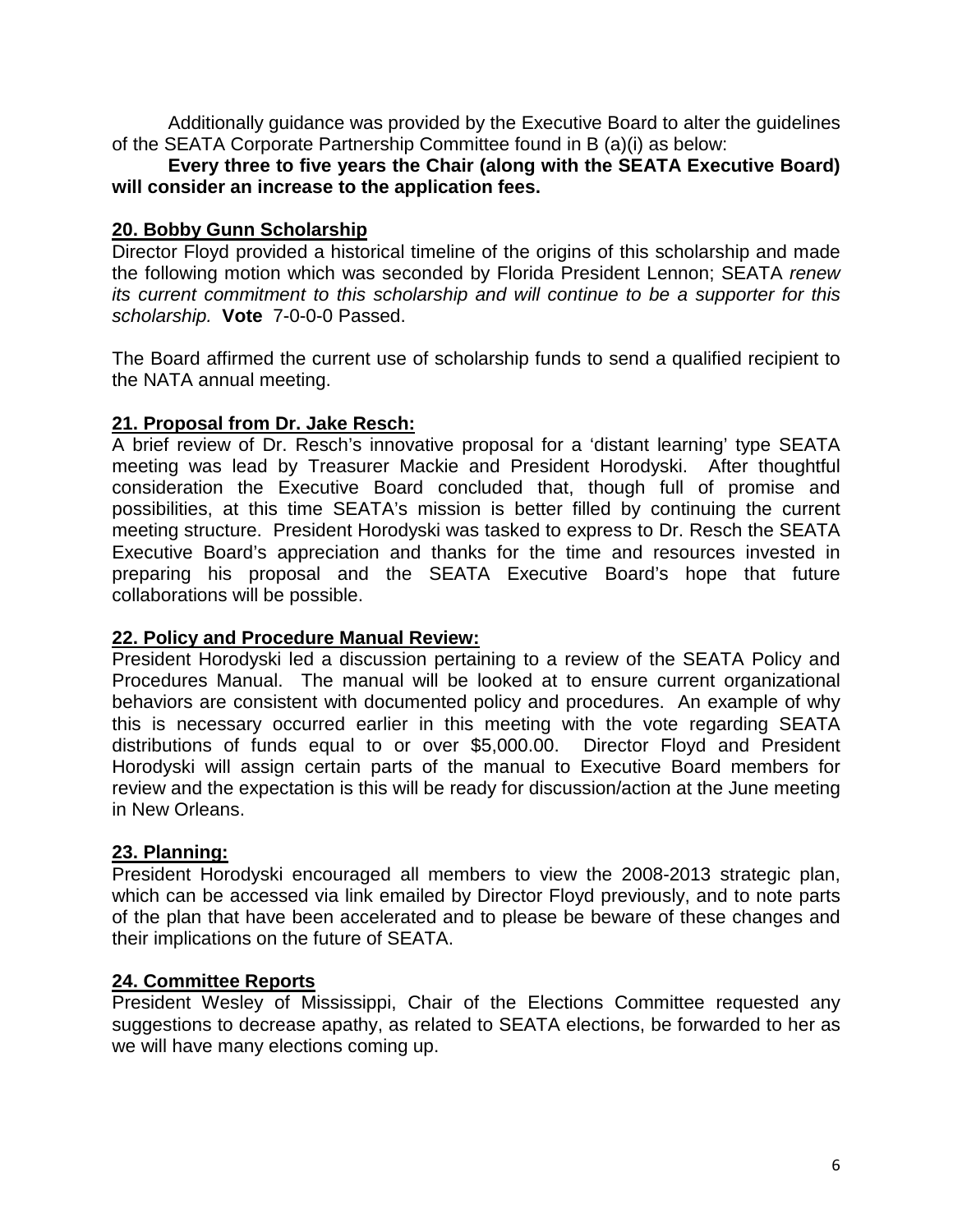Additionally guidance was provided by the Executive Board to alter the guidelines of the SEATA Corporate Partnership Committee found in B (a)(i) as below:

**Every three to five years the Chair (along with the SEATA Executive Board) will consider an increase to the application fees.**

## 20. Bobby Gunn Scholarship

Director Floyd provided a historical timeline of the origins of this scholarship and made the following motion which was seconded by Florida President Lennon; SEATA *renew its current commitment to this scholarship and will continue to be a supporter for this scholarship.* **Vote** 7-0-0-0 Passed.

The Board affirmed the current use of scholarship funds to send a qualified recipient to the NATA annual meeting.

## 21. Proposal from Dr. Jake Resch:

A brief review of Dr. Resch's innovative proposal for a 'distant learning' type SEATA meeting was lead by Treasurer Mackie and President Horodyski. After thoughtful consideration the Executive Board concluded that, though full of promise and possibilities, at this time SEATA's mission is better filled by continuing the current meeting structure. President Horodyski was tasked to express to Dr. Resch the SEATA Executive Board's appreciation and thanks for the time and resources invested in preparing his proposal and the SEATA Executive Board's hope that future collaborations will be possible.

## 22. Policy and Procedure Manual Review:

President Horodyski led a discussion pertaining to a review of the SEATA Policy and Procedures Manual. The manual will be looked at to ensure current organizational behaviors are consistent with documented policy and procedures. An example of why this is necessary occurred earlier in this meeting with the vote regarding SEATA distributions of funds equal to or over $5,000.00. Director Floyd and President Horodyski will assign certain parts of the manual to Executive Board members for review and the expectation is this will be ready for discussion/action at the June meeting in New Orleans.

## 23. Planning:

President Horodyski encouraged all members to view the 2008-2013 strategic plan, which can be accessed via link emailed by Director Floyd previously, and to note parts of the plan that have been accelerated and to please be beware of these changes and their implications on the future of SEATA.

## 24. Committee Reports

President Wesley of Mississippi, Chair of the Elections Committee requested any suggestions to decrease apathy, as related to SEATA elections, be forwarded to her as we will have many elections coming up.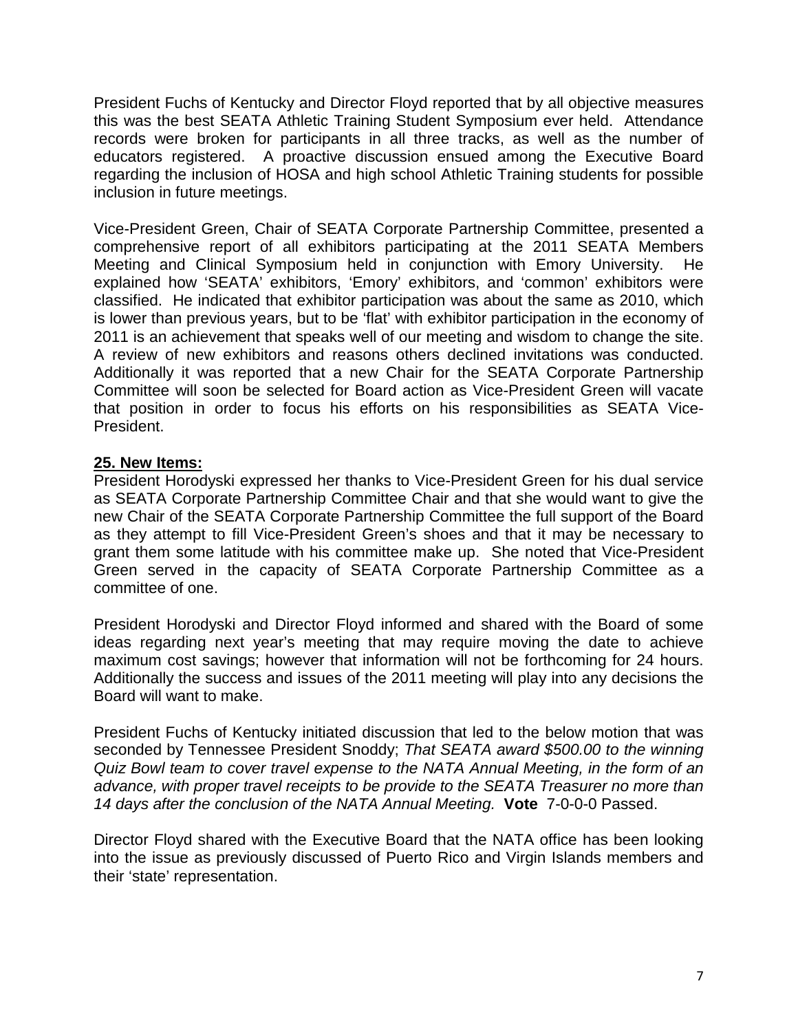President Fuchs of Kentucky and Director Floyd reported that by all objective measures this was the best SEATA Athletic Training Student Symposium ever held. Attendance records were broken for participants in all three tracks, as well as the number of educators registered. A proactive discussion ensued among the Executive Board regarding the inclusion of HOSA and high school Athletic Training students for possible inclusion in future meetings.

Vice-President Green, Chair of SEATA Corporate Partnership Committee, presented a comprehensive report of all exhibitors participating at the 2011 SEATA Members Meeting and Clinical Symposium held in conjunction with Emory University. He explained how 'SEATA' exhibitors, 'Emory' exhibitors, and 'common' exhibitors were classified. He indicated that exhibitor participation was about the same as 2010, which is lower than previous years, but to be 'flat' with exhibitor participation in the economy of 2011 is an achievement that speaks well of our meeting and wisdom to change the site. A review of new exhibitors and reasons others declined invitations was conducted. Additionally it was reported that a new Chair for the SEATA Corporate Partnership Committee will soon be selected for Board action as Vice-President Green will vacate that position in order to focus his efforts on his responsibilities as SEATA Vice-President.

**25. New Items:**

President Horodyski expressed her thanks to Vice-President Green for his dual service as SEATA Corporate Partnership Committee Chair and that she would want to give the new Chair of the SEATA Corporate Partnership Committee the full support of the Board as they attempt to fill Vice-President Green's shoes and that it may be necessary to grant them some latitude with his committee make up. She noted that Vice-President Green served in the capacity of SEATA Corporate Partnership Committee as a committee of one.

President Horodyski and Director Floyd informed and shared with the Board of some ideas regarding next year's meeting that may require moving the date to achieve maximum cost savings; however that information will not be forthcoming for 24 hours. Additionally the success and issues of the 2011 meeting will play into any decisions the Board will want to make.

President Fuchs of Kentucky initiated discussion that led to the below motion that was seconded by Tennessee President Snoddy; *That SEATA award $500.00 to the winning Quiz Bowl team to cover travel expense to the NATA Annual Meeting, in the form of an advance, with proper travel receipts to be provide to the SEATA Treasurer no more than 14 days after the conclusion of the NATA Annual Meeting.* **Vote** 7-0-0-0 Passed.

Director Floyd shared with the Executive Board that the NATA office has been looking into the issue as previously discussed of Puerto Rico and Virgin Islands members and their 'state' representation.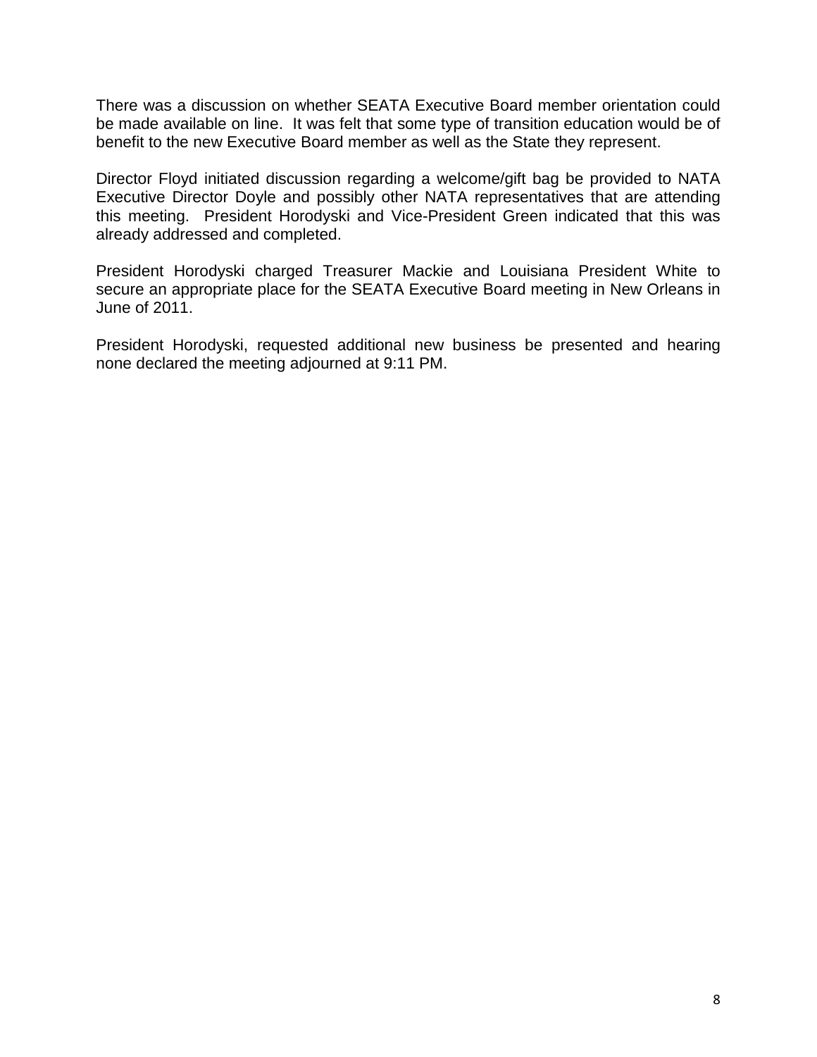There was a discussion on whether SEATA Executive Board member orientation could be made available on line. It was felt that some type of transition education would be of benefit to the new Executive Board member as well as the State they represent.

Director Floyd initiated discussion regarding a welcome/gift bag be provided to NATA Executive Director Doyle and possibly other NATA representatives that are attending this meeting. President Horodyski and Vice-President Green indicated that this was already addressed and completed.

President Horodyski charged Treasurer Mackie and Louisiana President White to secure an appropriate place for the SEATA Executive Board meeting in New Orleans in June of 2011.

President Horodyski, requested additional new business be presented and hearing none declared the meeting adjourned at 9:11 PM.